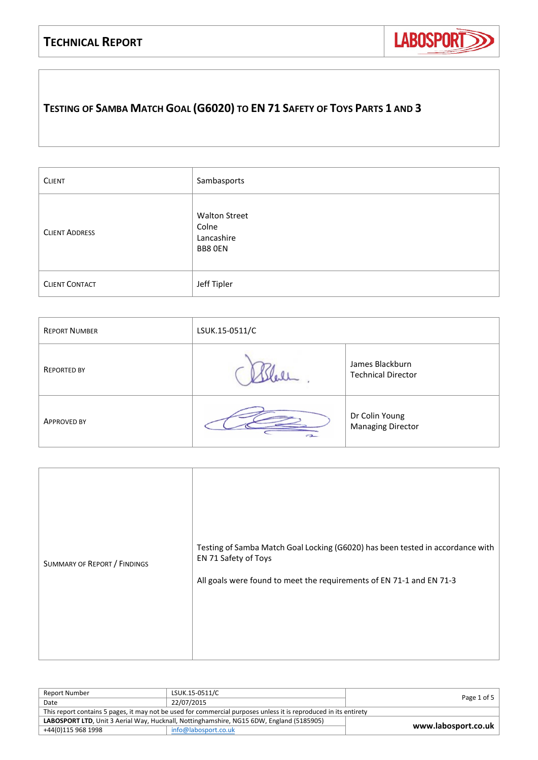# Technical Report

## Testing of Samba Match Goal (G6020) to EN 71 Safety of Toys Parts 1 and 3

| Client | Sambasports |
|---|---|
| Client Address | Walton Street<br>Colne<br>Lancashire<br>BB8 0EN |
| Client Contact | Jeff Tipler |

| Report Number | LSUK.15-0511/C | |
|---|---|---|
| Reported By | | James Blackburn<br>Technical Director |
| Approved By | | Dr Colin Young<br>Managing Director |

| Summary of Report / Findings | Testing of Samba Match Goal Locking (G6020) has been tested in accordance with EN 71 Safety of Toys<br><br>All goals were found to meet the requirements of EN 71-1 and EN 71-3 |
|---|---|

| Report Number | LSUK.15-0511/C |
|---|---|
| Date | 22/07/2015 |

This report contains 5 pages, it may not be used for commercial purposes unless it is reproduced in its entirety

**LABOSPORT LTD**, Unit 3 Aerial Way, Hucknall, Nottinghamshire, NG15 6DW, England (5185905)

+44(0)115 968 1998 | info@labosport.co.uk | www.labosport.co.uk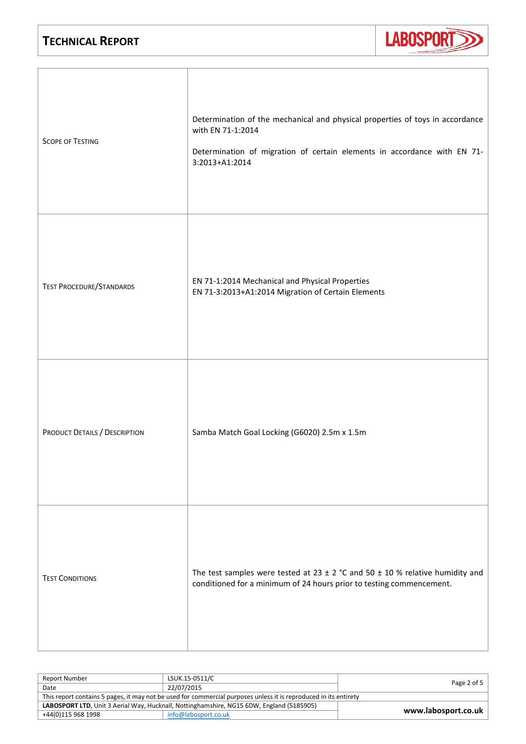| | |
|---|---|
| SCOPE OF TESTING | Determination of the mechanical and physical properties of toys in accordance with EN 71-1:2014<br><br>Determination of migration of certain elements in accordance with EN 71-3:2013+A1:2014 |
| TEST PROCEDURE/STANDARDS | EN 71-1:2014 Mechanical and Physical Properties<br>EN 71-3:2013+A1:2014 Migration of Certain Elements |
| PRODUCT DETAILS / DESCRIPTION | Samba Match Goal Locking (G6020) 2.5m x 1.5m |
| TEST CONDITIONS | The test samples were tested at 23 ± 2 °C and 50 ± 10 % relative humidity and conditioned for a minimum of 24 hours prior to testing commencement. |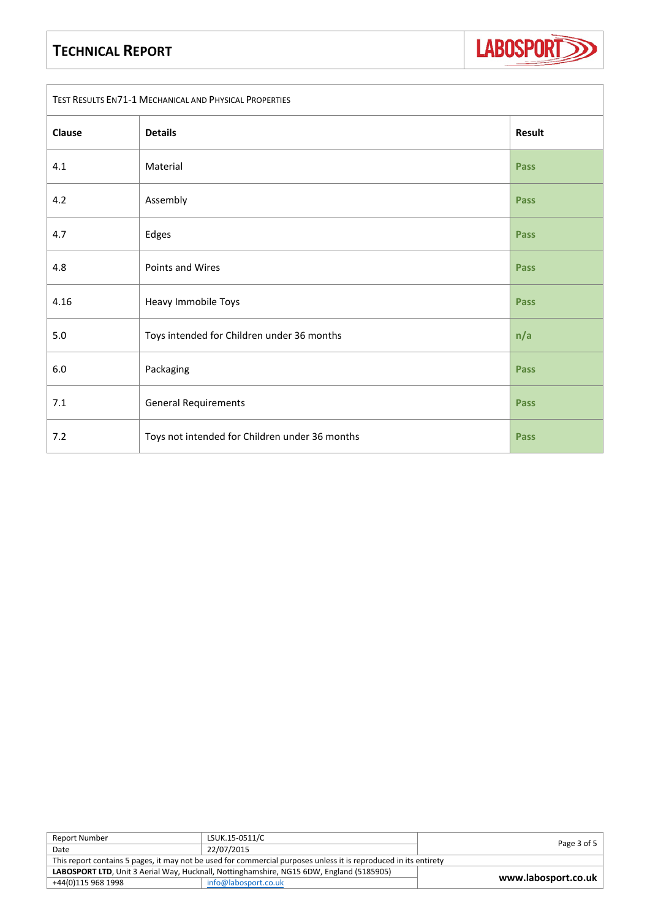| Test Results EN71-1 Mechanical and Physical Properties | | |
|---|---|---|
| **Clause** | **Details** | **Result** |
| 4.1 | Material | Pass |
| 4.2 | Assembly | Pass |
| 4.7 | Edges | Pass |
| 4.8 | Points and Wires | Pass |
| 4.16 | Heavy Immobile Toys | Pass |
| 5.0 | Toys intended for Children under 36 months | n/a |
| 6.0 | Packaging | Pass |
| 7.1 | General Requirements | Pass |
| 7.2 | Toys not intended for Children under 36 months | Pass |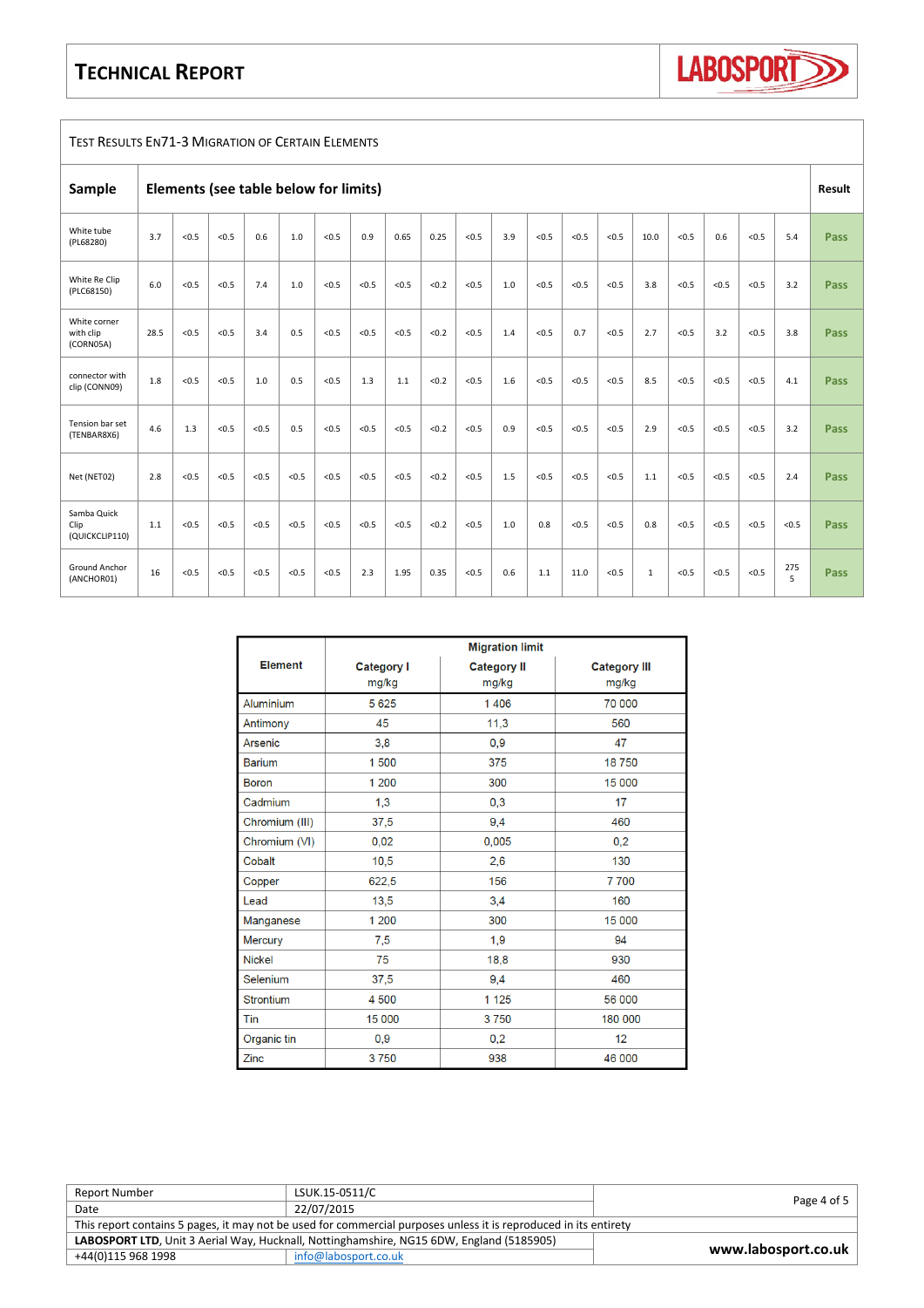# Technical Report

## Test Results EN71-3 Migration of Certain Elements

| Sample | Elements (see table below for limits) | | | | | | | | | | | | | | | | | | | Result |
|---|---|---|---|---|---|---|---|---|---|---|---|---|---|---|---|---|---|---|---|---|
| White tube (PL68280) | 3.7 | <0.5 | <0.5 | 0.6 | 1.0 | <0.5 | 0.9 | 0.65 | 0.25 | <0.5 | 3.9 | <0.5 | <0.5 | <0.5 | 10.0 | <0.5 | 0.6 | <0.5 | 5.4 | Pass |
| White Re Clip (PLC68150) | 6.0 | <0.5 | <0.5 | 7.4 | 1.0 | <0.5 | <0.5 | <0.5 | <0.2 | <0.5 | 1.0 | <0.5 | <0.5 | <0.5 | 3.8 | <0.5 | <0.5 | <0.5 | 3.2 | Pass |
| White corner with clip (CORN05A) | 28.5 | <0.5 | <0.5 | 3.4 | 0.5 | <0.5 | <0.5 | <0.5 | <0.2 | <0.5 | 1.4 | <0.5 | 0.7 | <0.5 | 2.7 | <0.5 | 3.2 | <0.5 | 3.8 | Pass |
| connector with clip (CONN09) | 1.8 | <0.5 | <0.5 | 1.0 | 0.5 | <0.5 | 1.3 | 1.1 | <0.2 | <0.5 | 1.6 | <0.5 | <0.5 | <0.5 | 8.5 | <0.5 | <0.5 | <0.5 | 4.1 | Pass |
| Tension bar set (TENBAR8X6) | 4.6 | 1.3 | <0.5 | <0.5 | 0.5 | <0.5 | <0.5 | <0.5 | <0.2 | <0.5 | 0.9 | <0.5 | <0.5 | <0.5 | 2.9 | <0.5 | <0.5 | <0.5 | 3.2 | Pass |
| Net (NET02) | 2.8 | <0.5 | <0.5 | <0.5 | <0.5 | <0.5 | <0.5 | <0.5 | <0.2 | <0.5 | 1.5 | <0.5 | <0.5 | <0.5 | 1.1 | <0.5 | <0.5 | <0.5 | 2.4 | Pass |
| Samba Quick Clip (QUICKCLIP110) | 1.1 | <0.5 | <0.5 | <0.5 | <0.5 | <0.5 | <0.5 | <0.5 | <0.2 | <0.5 | 1.0 | 0.8 | <0.5 | <0.5 | 0.8 | <0.5 | <0.5 | <0.5 | <0.5 | Pass |
| Ground Anchor (ANCHOR01) | 16 | <0.5 | <0.5 | <0.5 | <0.5 | <0.5 | 2.3 | 1.95 | 0.35 | <0.5 | 0.6 | 1.1 | 11.0 | <0.5 | 1 | <0.5 | <0.5 | <0.5 | 275 5 | Pass |

| Element | Migration limit Category I mg/kg | Category II mg/kg | Category III mg/kg |
|---|---|---|---|
| Aluminium | 5 625 | 1 406 | 70 000 |
| Antimony | 45 | 11,3 | 560 |
| Arsenic | 3,8 | 0,9 | 47 |
| Barium | 1 500 | 375 | 18 750 |
| Boron | 1 200 | 300 | 15 000 |
| Cadmium | 1,3 | 0,3 | 17 |
| Chromium (III) | 37,5 | 9,4 | 460 |
| Chromium (VI) | 0,02 | 0,005 | 0,2 |
| Cobalt | 10,5 | 2,6 | 130 |
| Copper | 622,5 | 156 | 7 700 |
| Lead | 13,5 | 3,4 | 160 |
| Manganese | 1 200 | 300 | 15 000 |
| Mercury | 7,5 | 1,9 | 94 |
| Nickel | 75 | 18,8 | 930 |
| Selenium | 37,5 | 9,4 | 460 |
| Strontium | 4 500 | 1 125 | 56 000 |
| Tin | 15 000 | 3 750 | 180 000 |
| Organic tin | 0,9 | 0,2 | 12 |
| Zinc | 3 750 | 938 | 46 000 |

| Report Number | LSUK.15-0511/C |
|---|---|
| Date | 22/07/2015 |

This report contains 5 pages, it may not be used for commercial purposes unless it is reproduced in its entirety

**LABOSPORT LTD**, Unit 3 Aerial Way, Hucknall, Nottinghamshire, NG15 6DW, England (5185905)

+44(0)115 968 1998 | info@labosport.co.uk | **www.labosport.co.uk**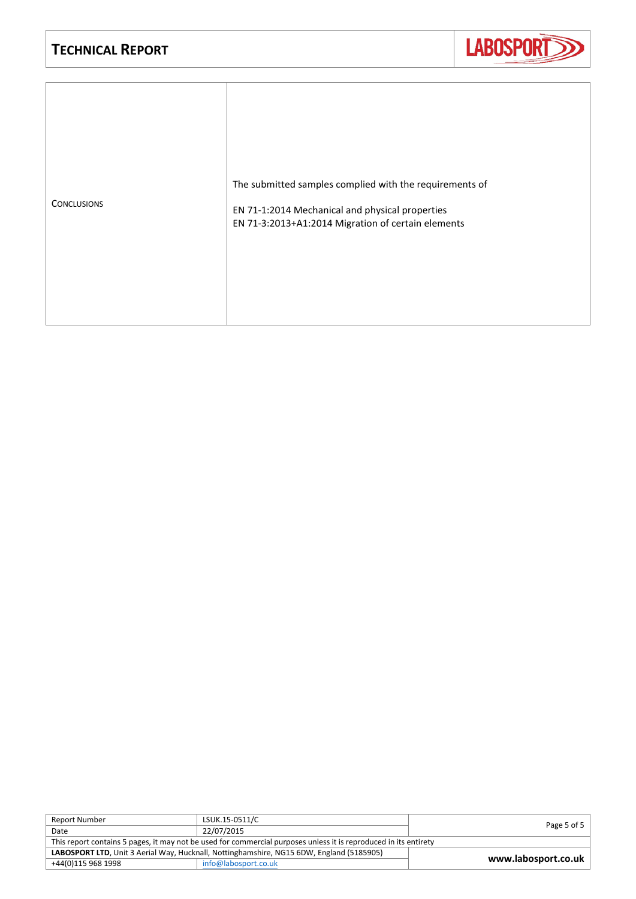| | |
|---|---|
| Conclusions | The submitted samples complied with the requirements of<br><br>EN 71-1:2014 Mechanical and physical properties<br>EN 71-3:2013+A1:2014 Migration of certain elements |